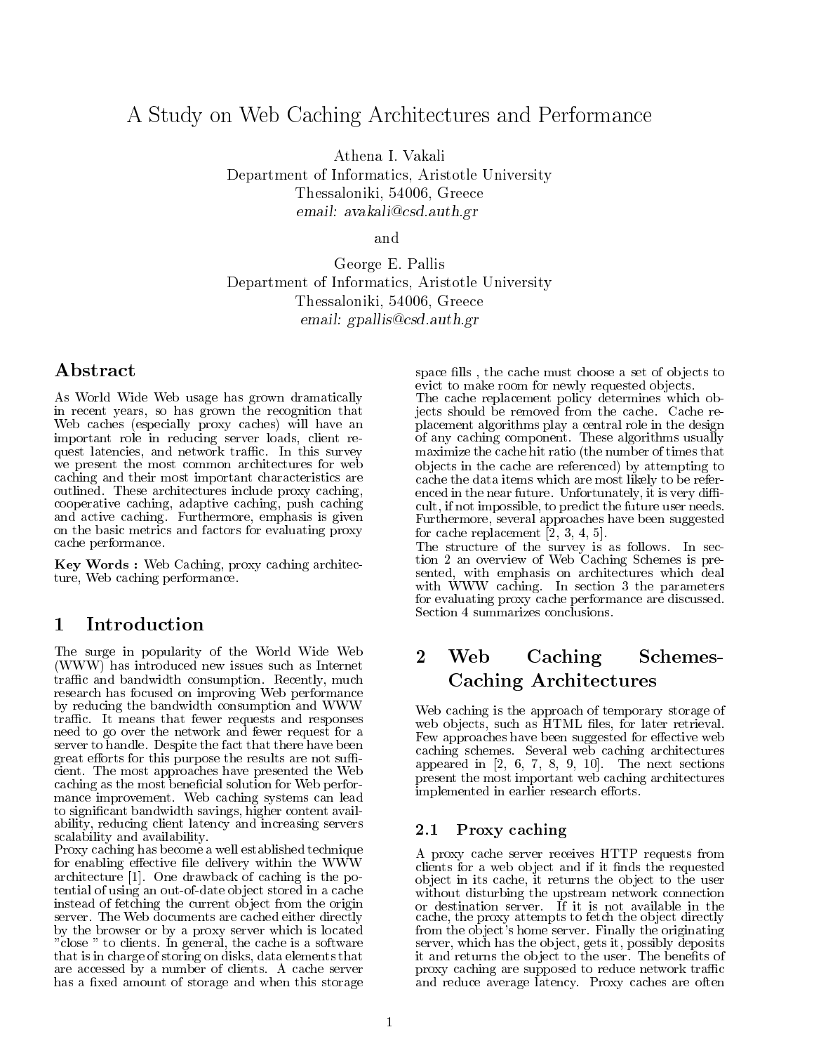# A Study on Web Caching Architectures and Performance

Athena I. Vakali
Department of Informatics, Aristotle University
Thessaloniki, 54006, Greece
*email: avakali@csd.auth.gr*

and

George E. Pallis
Department of Informatics, Aristotle University
Thessaloniki, 54006, Greece
*email: gpallis@csd.auth.gr*

## Abstract

As World Wide Web usage has grown dramatically in recent years, so has grown the recognition that Web caches (especially proxy caches) will have an important role in reducing server loads, client request latencies, and network traffic. In this survey we present the most common architectures for web caching and their most important characteristics are outlined. These architectures include proxy caching, cooperative caching, adaptive caching, push caching and active caching. Furthermore, emphasis is given on the basic metrics and factors for evaluating proxy cache performance.

**Key Words :** Web Caching, proxy caching architecture, Web caching performance.

## 1 Introduction

The surge in popularity of the World Wide Web (WWW) has introduced new issues such as Internet traffic and bandwidth consumption. Recently, much research has focused on improving Web performance by reducing the bandwidth consumption and WWW traffic. It means that fewer requests and responses need to go over the network and fewer request for a server to handle. Despite the fact that there have been great efforts for this purpose the results are not sufficient. The most approaches have presented the Web caching as the most beneficial solution for Web performance improvement. Web caching systems can lead to significant bandwidth savings, higher content availability, reducing client latency and increasing servers scalability and availability.

Proxy caching has become a well established technique for enabling effective file delivery within the WWW architecture [1]. One drawback of caching is the potential of using an out-of-date object stored in a cache instead of fetching the current object from the origin server. The Web documents are cached either directly by the browser or by a proxy server which is located "close " to clients. In general, the cache is a software that is in charge of storing on disks, data elements that are accessed by a number of clients. A cache server has a fixed amount of storage and when this storage space fills , the cache must choose a set of objects to evict to make room for newly requested objects.

The cache replacement policy determines which objects should be removed from the cache. Cache replacement algorithms play a central role in the design of any caching component. These algorithms usually maximize the cache hit ratio (the number of times that objects in the cache are referenced) by attempting to cache the data items which are most likely to be referenced in the near future. Unfortunately, it is very difficult, if not impossible, to predict the future user needs. Furthermore, several approaches have been suggested for cache replacement [2, 3, 4, 5].

The structure of the survey is as follows. In section 2 an overview of Web Caching Schemes is presented, with emphasis on architectures which deal with WWW caching. In section 3 the parameters for evaluating proxy cache performance are discussed. Section 4 summarizes conclusions.

## 2 Web Caching Schemes-Caching Architectures

Web caching is the approach of temporary storage of web objects, such as HTML files, for later retrieval. Few approaches have been suggested for effective web caching schemes. Several web caching architectures appeared in [2, 6, 7, 8, 9, 10]. The next sections present the most important web caching architectures implemented in earlier research efforts.

### 2.1 Proxy caching

A proxy cache server receives HTTP requests from clients for a web object and if it finds the requested object in its cache, it returns the object to the user without disturbing the upstream network connection or destination server. If it is not available in the cache, the proxy attempts to fetch the object directly from the object's home server. Finally the originating server, which has the object, gets it, possibly deposits it and returns the object to the user. The benefits of proxy caching are supposed to reduce network traffic and reduce average latency. Proxy caches are often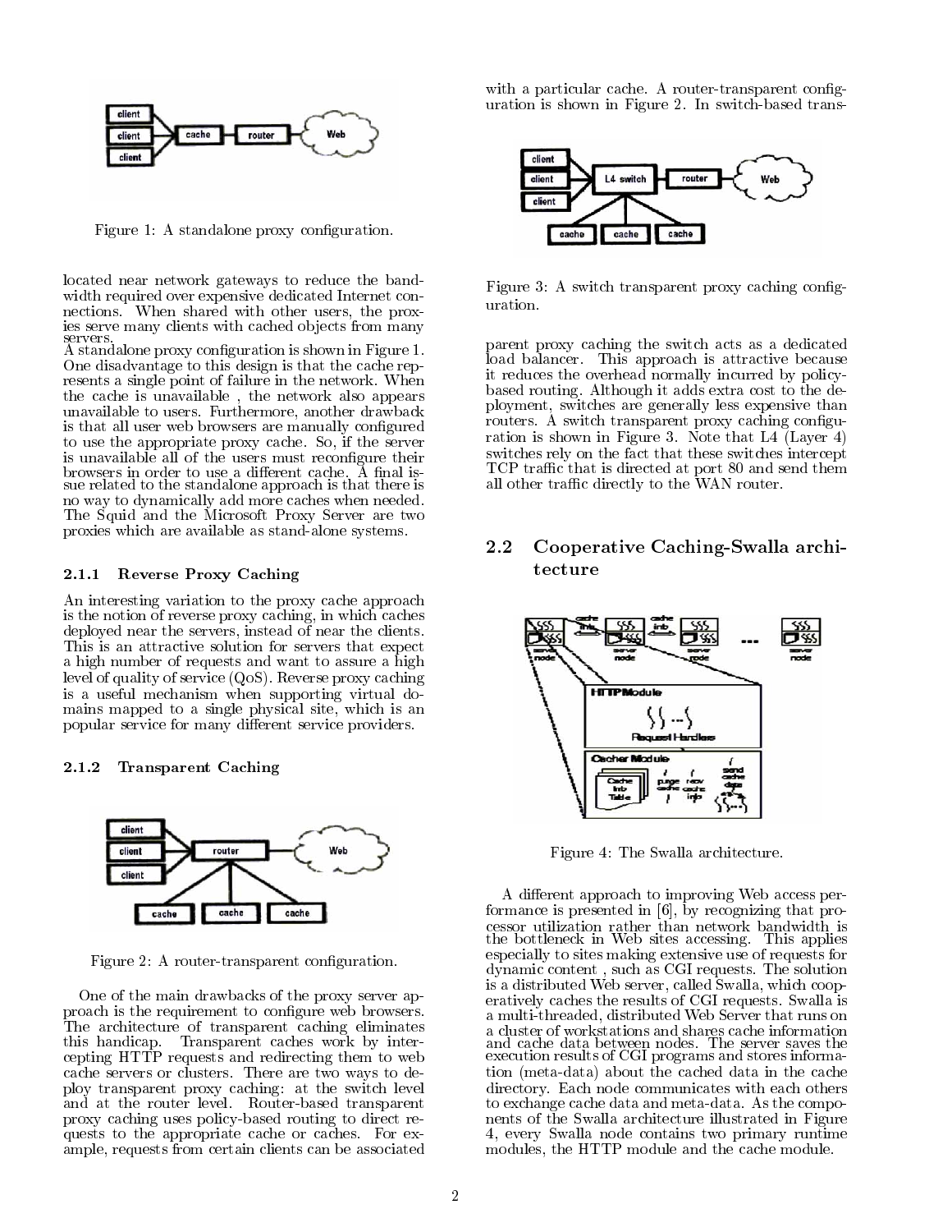Figure 1: A standalone proxy configuration.

located near network gateways to reduce the bandwidth required over expensive dedicated Internet connections. When shared with other users, the proxies serve many clients with cached objects from many servers.
A standalone proxy configuration is shown in Figure 1. One disadvantage to this design is that the cache represents a single point of failure in the network. When the cache is unavailable , the network also appears unavailable to users. Furthermore, another drawback is that all user web browsers are manually configured to use the appropriate proxy cache. So, if the server is unavailable all of the users must reconfigure their browsers in order to use a different cache. A final issue related to the standalone approach is that there is no way to dynamically add more caches when needed. The Squid and the Microsoft Proxy Server are two proxies which are available as stand-alone systems.

#### 2.1.1 Reverse Proxy Caching

An interesting variation to the proxy cache approach is the notion of reverse proxy caching, in which caches deployed near the servers, instead of near the clients. This is an attractive solution for servers that expect a high number of requests and want to assure a high level of quality of service (QoS). Reverse proxy caching is a useful mechanism when supporting virtual domains mapped to a single physical site, which is an popular service for many different service providers.

#### 2.1.2 Transparent Caching

Figure 2: A router-transparent configuration.

One of the main drawbacks of the proxy server approach is the requirement to configure web browsers. The architecture of transparent caching eliminates this handicap. Transparent caches work by intercepting HTTP requests and redirecting them to web cache servers or clusters. There are two ways to deploy transparent proxy caching: at the switch level and at the router level. Router-based transparent proxy caching uses policy-based routing to direct requests to the appropriate cache or caches. For example, requests from certain clients can be associated with a particular cache. A router-transparent configuration is shown in Figure 2. In switch-based transparent proxy caching the switch acts as a dedicated load balancer. This approach is attractive because it reduces the overhead normally incurred by policy-based routing. Although it adds extra cost to the deployment, switches are generally less expensive than routers. A switch transparent proxy caching configuration is shown in Figure 3. Note that L4 (Layer 4) switches rely on the fact that these switches intercept TCP traffic that is directed at port 80 and send them all other traffic directly to the WAN router.

Figure 3: A switch transparent proxy caching configuration.

### 2.2 Cooperative Caching-Swalla architecture

Figure 4: The Swalla architecture.

A different approach to improving Web access performance is presented in [6], by recognizing that processor utilization rather than network bandwidth is the bottleneck in Web sites accessing. This applies especially to sites making extensive use of requests for dynamic content , such as CGI requests. The solution is a distributed Web server, called Swalla, which cooperatively caches the results of CGI requests. Swalla is a multi-threaded, distributed Web Server that runs on a cluster of workstations and shares cache information and cache data between nodes. The server saves the execution results of CGI programs and stores information (meta-data) about the cached data in the cache directory. Each node communicates with each others to exchange cache data and meta-data. As the components of the Swalla architecture illustrated in Figure 4, every Swalla node contains two primary runtime modules, the HTTP module and the cache module.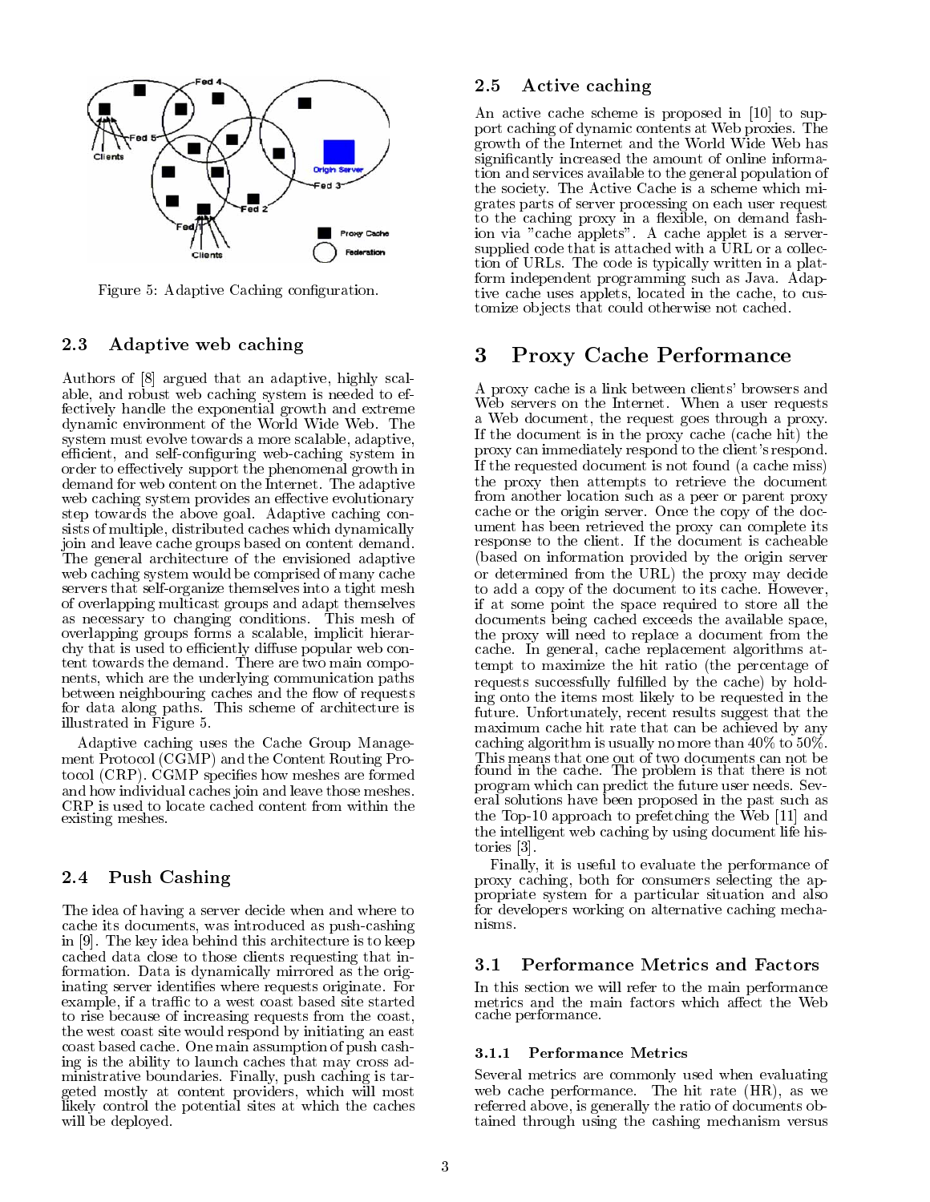Figure 5: Adaptive Caching configuration.

### 2.3 Adaptive web caching

Authors of [8] argued that an adaptive, highly scalable, and robust web caching system is needed to effectively handle the exponential growth and extreme dynamic environment of the World Wide Web. The system must evolve towards a more scalable, adaptive, efficient, and self-configuring web-caching system in order to effectively support the phenomenal growth in demand for web content on the Internet. The adaptive web caching system provides an effective evolutionary step towards the above goal. Adaptive caching consists of multiple, distributed caches which dynamically join and leave cache groups based on content demand. The general architecture of the envisioned adaptive web caching system would be comprised of many cache servers that self-organize themselves into a tight mesh of overlapping multicast groups and adapt themselves as necessary to changing conditions. This mesh of overlapping groups forms a scalable, implicit hierarchy that is used to efficiently diffuse popular web content towards the demand. There are two main components, which are the underlying communication paths between neighbouring caches and the flow of requests for data along paths. This scheme of architecture is illustrated in Figure 5.

Adaptive caching uses the Cache Group Management Protocol (CGMP) and the Content Routing Protocol (CRP). CGMP specifies how meshes are formed and how individual caches join and leave those meshes. CRP is used to locate cached content from within the existing meshes.

### 2.4 Push Cashing

The idea of having a server decide when and where to cache its documents, was introduced as push-cashing in [9]. The key idea behind this architecture is to keep cached data close to those clients requesting that information. Data is dynamically mirrored as the originating server identifies where requests originate. For example, if a traffic to a west coast based site started to rise because of increasing requests from the coast, the west coast site would respond by initiating an east coast based cache. One main assumption of push cashing is the ability to launch caches that may cross administrative boundaries. Finally, push caching is targeted mostly at content providers, which will most likely control the potential sites at which the caches will be deployed.

### 2.5 Active caching

An active cache scheme is proposed in [10] to support caching of dynamic contents at Web proxies. The growth of the Internet and the World Wide Web has significantly increased the amount of online information and services available to the general population of the society. The Active Cache is a scheme which migrates parts of server processing on each user request to the caching proxy in a flexible, on demand fashion via "cache applets". A cache applet is a server-supplied code that is attached with a URL or a collection of URLs. The code is typically written in a platform independent programming such as Java. Adaptive cache uses applets, located in the cache, to customize objects that could otherwise not cached.

## 3 Proxy Cache Performance

A proxy cache is a link between clients' browsers and Web servers on the Internet. When a user requests a Web document, the request goes through a proxy. If the document is in the proxy cache (cache hit) the proxy can immediately respond to the client's respond. If the requested document is not found (a cache miss) the proxy then attempts to retrieve the document from another location such as a peer or parent proxy cache or the origin server. Once the copy of the document has been retrieved the proxy can complete its response to the client. If the document is cacheable (based on information provided by the origin server or determined from the URL) the proxy may decide to add a copy of the document to its cache. However, if at some point the space required to store all the documents being cached exceeds the available space, the proxy will need to replace a document from the cache. In general, cache replacement algorithms attempt to maximize the hit ratio (the percentage of requests successfully fulfilled by the cache) by holding onto the items most likely to be requested in the future. Unfortunately, recent results suggest that the maximum cache hit rate that can be achieved by any caching algorithm is usually no more than 40% to 50%. This means that one out of two documents can not be found in the cache. The problem is that there is not program which can predict the future user needs. Several solutions have been proposed in the past such as the Top-10 approach to prefetching the Web [11] and the intelligent web caching by using document life histories [3].

Finally, it is useful to evaluate the performance of proxy caching, both for consumers selecting the appropriate system for a particular situation and also for developers working on alternative caching mechanisms.

### 3.1 Performance Metrics and Factors

In this section we will refer to the main performance metrics and the main factors which affect the Web cache performance.

#### 3.1.1 Performance Metrics

Several metrics are commonly used when evaluating web cache performance. The hit rate (HR), as we referred above, is generally the ratio of documents obtained through using the cashing mechanism versus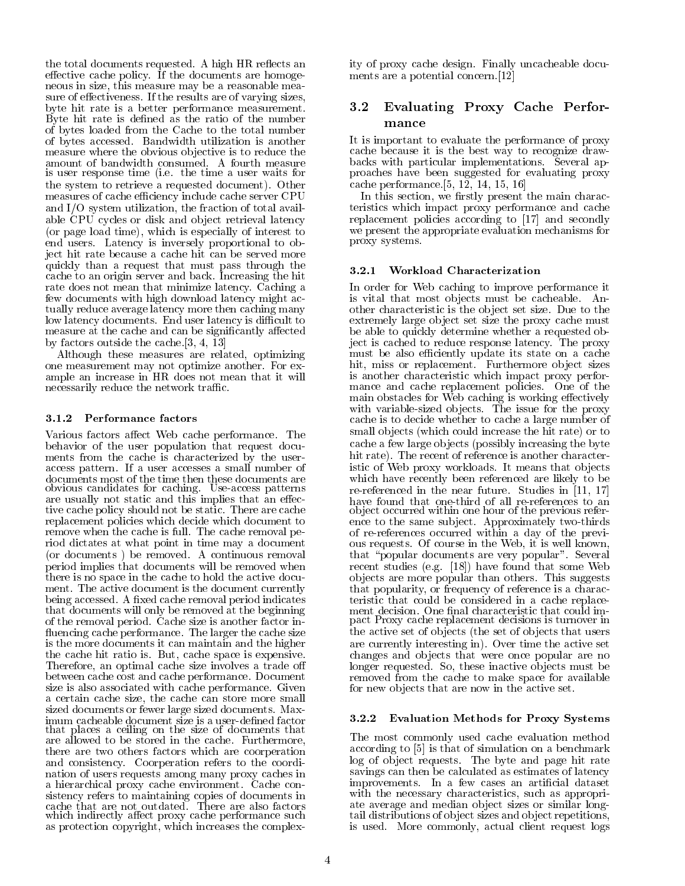the total documents requested. A high HR reflects an effective cache policy. If the documents are homogeneous in size, this measure may be a reasonable measure of effectiveness. If the results are of varying sizes, byte hit rate is a better performance measurement. Byte hit rate is defined as the ratio of the number of bytes loaded from the Cache to the total number of bytes accessed. Bandwidth utilization is another measure where the obvious objective is to reduce the amount of bandwidth consumed. A fourth measure is user response time (i.e. the time a user waits for the system to retrieve a requested document). Other measures of cache efficiency include cache server CPU and I/O system utilization, the fraction of total available CPU cycles or disk and object retrieval latency (or page load time), which is especially of interest to end users. Latency is inversely proportional to object hit rate because a cache hit can be served more quickly than a request that must pass through the cache to an origin server and back. Increasing the hit rate does not mean that minimize latency. Caching a few documents with high download latency might actually reduce average latency more then caching many low latency documents. End user latency is difficult to measure at the cache and can be significantly affected by factors outside the cache.[3, 4, 13]

Although these measures are related, optimizing one measurement may not optimize another. For example an increase in HR does not mean that it will necessarily reduce the network traffic.

#### 3.1.2 Performance factors

Various factors affect Web cache performance. The behavior of the user population that request documents from the cache is characterized by the user-access pattern. If a user accesses a small number of documents most of the time then these documents are obvious candidates for caching. Use-access patterns are usually not static and this implies that an effective cache policy should not be static. There are cache replacement policies which decide which document to remove when the cache is full. The cache removal period dictates at what point in time may a document (or documents ) be removed. A continuous removal period implies that documents will be removed when there is no space in the cache to hold the active document. The active document is the document currently being accessed. A fixed cache removal period indicates that documents will only be removed at the beginning of the removal period. Cache size is another factor influencing cache performance. The larger the cache size is the more documents it can maintain and the higher the cache hit ratio is. But, cache space is expensive. Therefore, an optimal cache size involves a trade off between cache cost and cache performance. Document size is also associated with cache performance. Given a certain cache size, the cache can store more small sized documents or fewer large sized documents. Maximum cacheable document size is a user-defined factor that places a ceiling on the size of documents that are allowed to be stored in the cache. Furthermore, there are two others factors which are coorperation and consistency. Coorperation refers to the coordination of users requests among many proxy caches in a hierarchical proxy cache environment. Cache consistency refers to maintaining copies of documents in cache that are not outdated. There are also factors which indirectly affect proxy cache performance such as protection copyright, which increases the complexity of proxy cache design. Finally uncacheable documents are a potential concern.[12]

### 3.2 Evaluating Proxy Cache Performance

It is important to evaluate the performance of proxy cache because it is the best way to recognize drawbacks with particular implementations. Several approaches have been suggested for evaluating proxy cache performance.[5, 12, 14, 15, 16]

In this section, we firstly present the main characteristics which impact proxy performance and cache replacement policies according to [17] and secondly we present the appropriate evaluation mechanisms for proxy systems.

#### 3.2.1 Workload Characterization

In order for Web caching to improve performance it is vital that most objects must be cacheable. Another characteristic is the object set size. Due to the extremely large object set size the proxy cache must be able to quickly determine whether a requested object is cached to reduce response latency. The proxy must be also efficiently update its state on a cache hit, miss or replacement. Furthermore object sizes is another characteristic which impact proxy performance and cache replacement policies. One of the main obstacles for Web caching is working effectively with variable-sized objects. The issue for the proxy cache is to decide whether to cache a large number of small objects (which could increase the hit rate) or to cache a few large objects (possibly increasing the byte hit rate). The recent of reference is another characteristic of Web proxy workloads. It means that objects which have recently been referenced are likely to be re-referenced in the near future. Studies in [11, 17] have found that one-third of all re-references to an object occurred within one hour of the previous reference to the same subject. Approximately two-thirds of re-references occurred within a day of the previous requests. Of course in the Web, it is well known, that "popular documents are very popular". Several recent studies (e.g. [18]) have found that some Web objects are more popular than others. This suggests that popularity, or frequency of reference is a characteristic that could be considered in a cache replacement decision. One final characteristic that could impact Proxy cache replacement decisions is turnover in the active set of objects (the set of objects that users are currently interesting in). Over time the active set changes and objects that were once popular are no longer requested. So, these inactive objects must be removed from the cache to make space for available for new objects that are now in the active set.

#### 3.2.2 Evaluation Methods for Proxy Systems

The most commonly used cache evaluation method according to [5] is that of simulation on a benchmark log of object requests. The byte and page hit rate savings can then be calculated as estimates of latency improvements. In a few cases an artificial dataset with the necessary characteristics, such as appropriate average and median object sizes or similar long-tail distributions of object sizes and object repetitions, is used. More commonly, actual client request logs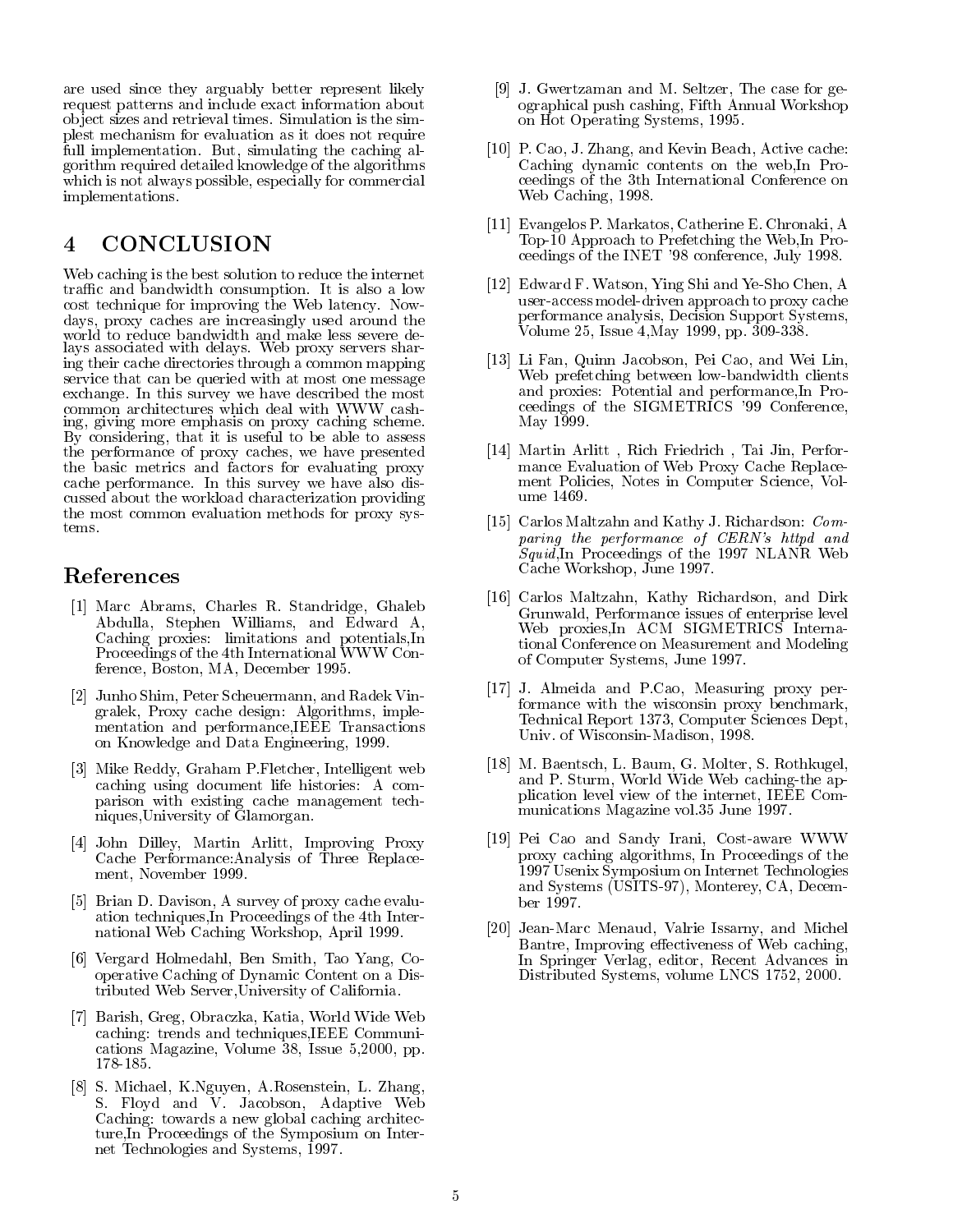are used since they arguably better represent likely request patterns and include exact information about object sizes and retrieval times. Simulation is the simplest mechanism for evaluation as it does not require full implementation. But, simulating the caching algorithm required detailed knowledge of the algorithms which is not always possible, especially for commercial implementations.

## 4 CONCLUSION

Web caching is the best solution to reduce the internet traffic and bandwidth consumption. It is also a low cost technique for improving the Web latency. Nowdays, proxy caches are increasingly used around the world to reduce bandwidth and make less severe delays associated with delays. Web proxy servers sharing their cache directories through a common mapping service that can be queried with at most one message exchange. In this survey we have described the most common architectures which deal with WWW cashing, giving more emphasis on proxy caching scheme. By considering, that it is useful to be able to assess the performance of proxy caches, we have presented the basic metrics and factors for evaluating proxy cache performance. In this survey we have also discussed about the workload characterization providing the most common evaluation methods for proxy systems.

## References

[1] Marc Abrams, Charles R. Standridge, Ghaleb Abdulla, Stephen Williams, and Edward A, Caching proxies: limitations and potentials,In Proceedings of the 4th International WWW Conference, Boston, MA, December 1995.

[2] Junho Shim, Peter Scheuermann, and Radek Vingralek, Proxy cache design: Algorithms, implementation and performance,IEEE Transactions on Knowledge and Data Engineering, 1999.

[3] Mike Reddy, Graham P.Fletcher, Intelligent web caching using document life histories: A comparison with existing cache management techniques,University of Glamorgan.

[4] John Dilley, Martin Arlitt, Improving Proxy Cache Performance:Analysis of Three Replacement, November 1999.

[5] Brian D. Davison, A survey of proxy cache evaluation techniques,In Proceedings of the 4th International Web Caching Workshop, April 1999.

[6] Vergard Holmedahl, Ben Smith, Tao Yang, Cooperative Caching of Dynamic Content on a Distributed Web Server,University of California.

[7] Barish, Greg, Obraczka, Katia, World Wide Web caching: trends and techniques,IEEE Communications Magazine, Volume 38, Issue 5,2000, pp. 178-185.

[8] S. Michael, K.Nguyen, A.Rosenstein, L. Zhang, S. Floyd and V. Jacobson, Adaptive Web Caching: towards a new global caching architecture,In Proceedings of the Symposium on Internet Technologies and Systems, 1997.

[9] J. Gwertzaman and M. Seltzer, The case for geographical push cashing, Fifth Annual Workshop on Hot Operating Systems, 1995.

[10] P. Cao, J. Zhang, and Kevin Beach, Active cache: Caching dynamic contents on the web,In Proceedings of the 3th International Conference on Web Caching, 1998.

[11] Evangelos P. Markatos, Catherine E. Chronaki, A Top-10 Approach to Prefetching the Web,In Proceedings of the INET '98 conference, July 1998.

[12] Edward F. Watson, Ying Shi and Ye-Sho Chen, A user-access model-driven approach to proxy cache performance analysis, Decision Support Systems, Volume 25, Issue 4,May 1999, pp. 309-338.

[13] Li Fan, Quinn Jacobson, Pei Cao, and Wei Lin, Web prefetching between low-bandwidth clients and proxies: Potential and performance,In Proceedings of the SIGMETRICS '99 Conference, May 1999.

[14] Martin Arlitt , Rich Friedrich , Tai Jin, Performance Evaluation of Web Proxy Cache Replacement Policies, Notes in Computer Science, Volume 1469.

[15] Carlos Maltzahn and Kathy J. Richardson: *Comparing the performance of CERN's httpd and Squid*,In Proceedings of the 1997 NLANR Web Cache Workshop, June 1997.

[16] Carlos Maltzahn, Kathy Richardson, and Dirk Grunwald, Performance issues of enterprise level Web proxies,In ACM SIGMETRICS International Conference on Measurement and Modeling of Computer Systems, June 1997.

[17] J. Almeida and P.Cao, Measuring proxy performance with the wisconsin proxy benchmark, Technical Report 1373, Computer Sciences Dept, Univ. of Wisconsin-Madison, 1998.

[18] M. Baentsch, L. Baum, G. Molter, S. Rothkugel, and P. Sturm, World Wide Web caching-the application level view of the internet, IEEE Communications Magazine vol.35 June 1997.

[19] Pei Cao and Sandy Irani, Cost-aware WWW proxy caching algorithms, In Proceedings of the 1997 Usenix Symposium on Internet Technologies and Systems (USITS-97), Monterey, CA, December 1997.

[20] Jean-Marc Menaud, Valrie Issarny, and Michel Bantre, Improving effectiveness of Web caching, In Springer Verlag, editor, Recent Advances in Distributed Systems, volume LNCS 1752, 2000.